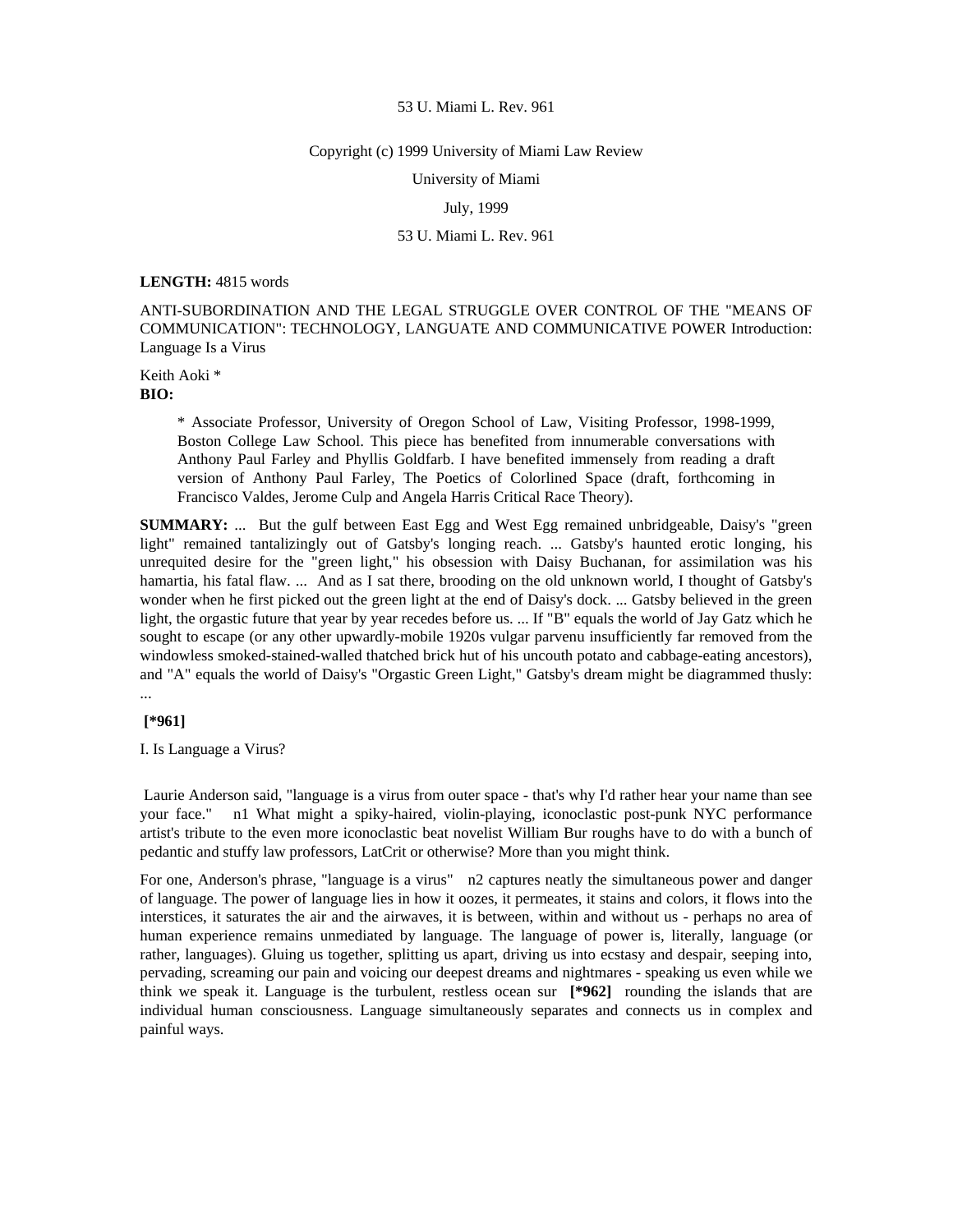53 U. Miami L. Rev. 961

Copyright (c) 1999 University of Miami Law Review

University of Miami

July, 1999

53 U. Miami L. Rev. 961

**LENGTH:** 4815 words

ANTI-SUBORDINATION AND THE LEGAL STRUGGLE OVER CONTROL OF THE "MEANS OF COMMUNICATION": TECHNOLOGY, LANGUATE AND COMMUNICATIVE POWER Introduction: Language Is a Virus

Keith Aoki *

**BIO:**

> * Associate Professor, University of Oregon School of Law, Visiting Professor, 1998-1999, Boston College Law School. This piece has benefited from innumerable conversations with Anthony Paul Farley and Phyllis Goldfarb. I have benefited immensely from reading a draft version of Anthony Paul Farley, The Poetics of Colorlined Space (draft, forthcoming in Francisco Valdes, Jerome Culp and Angela Harris Critical Race Theory).

**SUMMARY:** ... But the gulf between East Egg and West Egg remained unbridgeable, Daisy's "green light" remained tantalizingly out of Gatsby's longing reach. ... Gatsby's haunted erotic longing, his unrequited desire for the "green light," his obsession with Daisy Buchanan, for assimilation was his hamartia, his fatal flaw. ... And as I sat there, brooding on the old unknown world, I thought of Gatsby's wonder when he first picked out the green light at the end of Daisy's dock. ... Gatsby believed in the green light, the orgastic future that year by year recedes before us. ... If "B" equals the world of Jay Gatz which he sought to escape (or any other upwardly-mobile 1920s vulgar parvenu insufficiently far removed from the windowless smoked-stained-walled thatched brick hut of his uncouth potato and cabbage-eating ancestors), and "A" equals the world of Daisy's "Orgastic Green Light," Gatsby's dream might be diagrammed thusly: ...

**[*961]**

I. Is Language a Virus?

Laurie Anderson said, "language is a virus from outer space - that's why I'd rather hear your name than see your face." n1 What might a spiky-haired, violin-playing, iconoclastic post-punk NYC performance artist's tribute to the even more iconoclastic beat novelist William Bur roughs have to do with a bunch of pedantic and stuffy law professors, LatCrit or otherwise? More than you might think.

For one, Anderson's phrase, "language is a virus" n2 captures neatly the simultaneous power and danger of language. The power of language lies in how it oozes, it permeates, it stains and colors, it flows into the interstices, it saturates the air and the airwaves, it is between, within and without us - perhaps no area of human experience remains unmediated by language. The language of power is, literally, language (or rather, languages). Gluing us together, splitting us apart, driving us into ecstasy and despair, seeping into, pervading, screaming our pain and voicing our deepest dreams and nightmares - speaking us even while we think we speak it. Language is the turbulent, restless ocean sur **[*962]** rounding the islands that are individual human consciousness. Language simultaneously separates and connects us in complex and painful ways.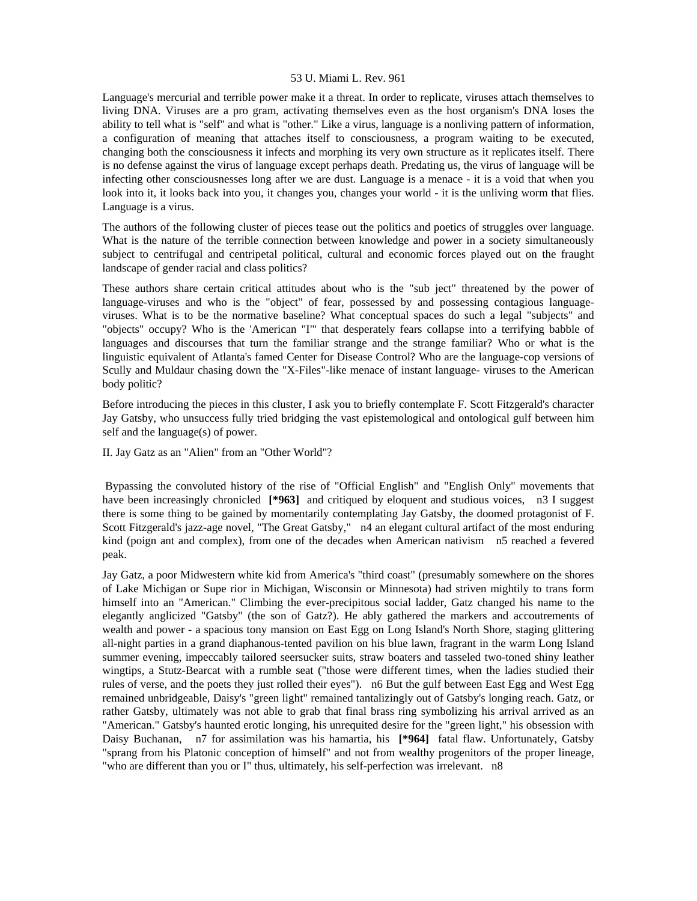Language's mercurial and terrible power make it a threat. In order to replicate, viruses attach themselves to living DNA. Viruses are a pro gram, activating themselves even as the host organism's DNA loses the ability to tell what is "self" and what is "other." Like a virus, language is a nonliving pattern of information, a configuration of meaning that attaches itself to consciousness, a program waiting to be executed, changing both the consciousness it infects and morphing its very own structure as it replicates itself. There is no defense against the virus of language except perhaps death. Predating us, the virus of language will be infecting other consciousnesses long after we are dust. Language is a menace - it is a void that when you look into it, it looks back into you, it changes you, changes your world - it is the unliving worm that flies. Language is a virus.

The authors of the following cluster of pieces tease out the politics and poetics of struggles over language. What is the nature of the terrible connection between knowledge and power in a society simultaneously subject to centrifugal and centripetal political, cultural and economic forces played out on the fraught landscape of gender racial and class politics?

These authors share certain critical attitudes about who is the "sub ject" threatened by the power of language-viruses and who is the "object" of fear, possessed by and possessing contagious language-viruses. What is to be the normative baseline? What conceptual spaces do such a legal "subjects" and "objects" occupy? Who is the 'American "I"' that desperately fears collapse into a terrifying babble of languages and discourses that turn the familiar strange and the strange familiar? Who or what is the linguistic equivalent of Atlanta's famed Center for Disease Control? Who are the language-cop versions of Scully and Muldaur chasing down the "X-Files"-like menace of instant language- viruses to the American body politic?

Before introducing the pieces in this cluster, I ask you to briefly contemplate F. Scott Fitzgerald's character Jay Gatsby, who unsuccess fully tried bridging the vast epistemological and ontological gulf between him self and the language(s) of power.

## II. Jay Gatz as an "Alien" from an "Other World"?

Bypassing the convoluted history of the rise of "Official English" and "English Only" movements that have been increasingly chronicled **[*963]** and critiqued by eloquent and studious voices, n3 I suggest there is some thing to be gained by momentarily contemplating Jay Gatsby, the doomed protagonist of F. Scott Fitzgerald's jazz-age novel, "The Great Gatsby," n4 an elegant cultural artifact of the most enduring kind (poign ant and complex), from one of the decades when American nativism n5 reached a fevered peak.

Jay Gatz, a poor Midwestern white kid from America's "third coast" (presumably somewhere on the shores of Lake Michigan or Supe rior in Michigan, Wisconsin or Minnesota) had striven mightily to trans form himself into an "American." Climbing the ever-precipitous social ladder, Gatz changed his name to the elegantly anglicized "Gatsby" (the son of Gatz?). He ably gathered the markers and accoutrements of wealth and power - a spacious tony mansion on East Egg on Long Island's North Shore, staging glittering all-night parties in a grand diaphanous-tented pavilion on his blue lawn, fragrant in the warm Long Island summer evening, impeccably tailored seersucker suits, straw boaters and tasseled two-toned shiny leather wingtips, a Stutz-Bearcat with a rumble seat ("those were different times, when the ladies studied their rules of verse, and the poets they just rolled their eyes"). n6 But the gulf between East Egg and West Egg remained unbridgeable, Daisy's "green light" remained tantalizingly out of Gatsby's longing reach. Gatz, or rather Gatsby, ultimately was not able to grab that final brass ring symbolizing his arrival arrived as an "American." Gatsby's haunted erotic longing, his unrequited desire for the "green light," his obsession with Daisy Buchanan, n7 for assimilation was his hamartia, his **[*964]** fatal flaw. Unfortunately, Gatsby "sprang from his Platonic conception of himself" and not from wealthy progenitors of the proper lineage, "who are different than you or I" thus, ultimately, his self-perfection was irrelevant. n8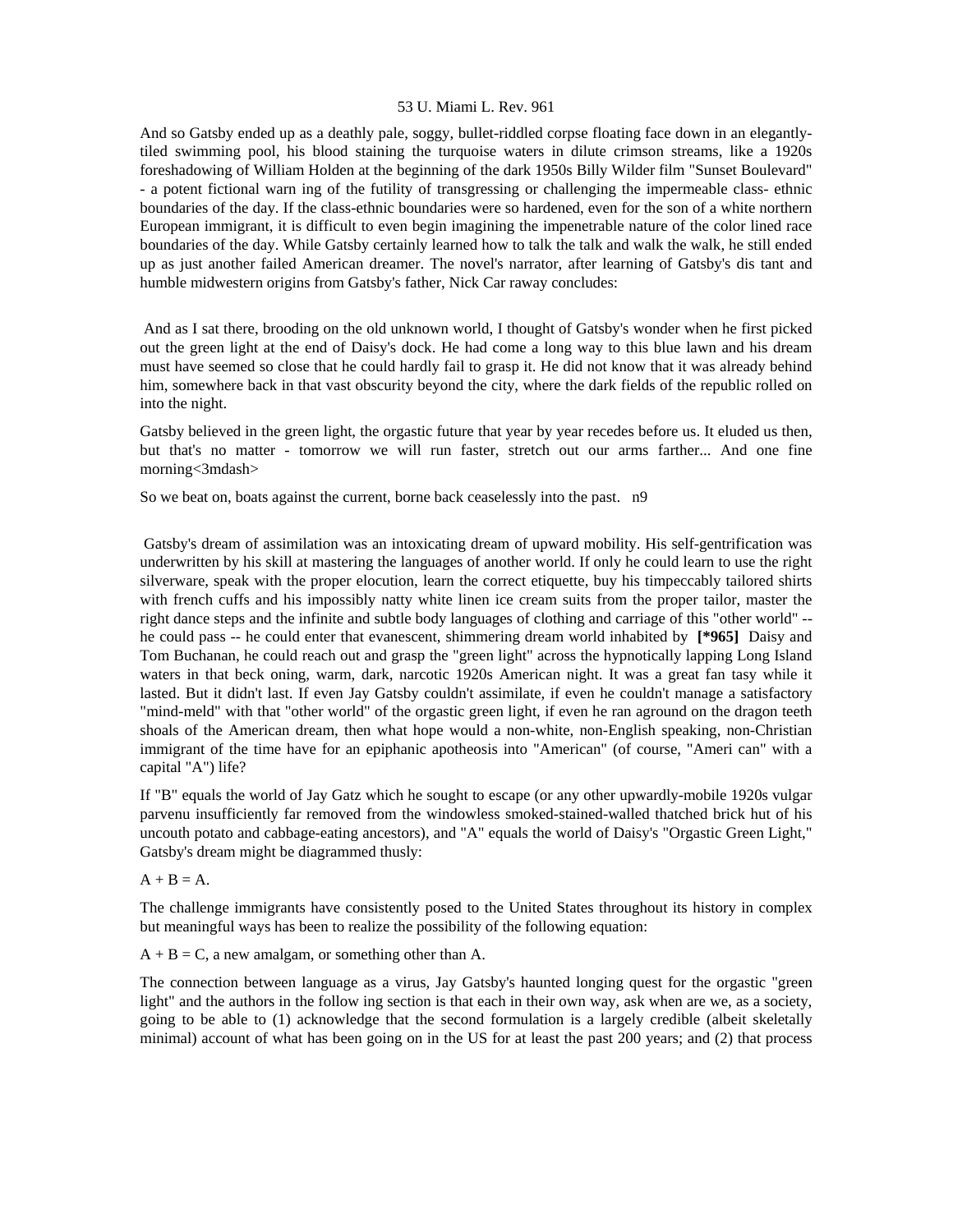And so Gatsby ended up as a deathly pale, soggy, bullet-riddled corpse floating face down in an elegantly-tiled swimming pool, his blood staining the turquoise waters in dilute crimson streams, like a 1920s foreshadowing of William Holden at the beginning of the dark 1950s Billy Wilder film "Sunset Boulevard" - a potent fictional warn ing of the futility of transgressing or challenging the impermeable class- ethnic boundaries of the day. If the class-ethnic boundaries were so hardened, even for the son of a white northern European immigrant, it is difficult to even begin imagining the impenetrable nature of the color lined race boundaries of the day. While Gatsby certainly learned how to talk the talk and walk the walk, he still ended up as just another failed American dreamer. The novel's narrator, after learning of Gatsby's dis tant and humble midwestern origins from Gatsby's father, Nick Car raway concludes:

> And as I sat there, brooding on the old unknown world, I thought of Gatsby's wonder when he first picked out the green light at the end of Daisy's dock. He had come a long way to this blue lawn and his dream must have seemed so close that he could hardly fail to grasp it. He did not know that it was already behind him, somewhere back in that vast obscurity beyond the city, where the dark fields of the republic rolled on into the night.
>
> Gatsby believed in the green light, the orgastic future that year by year recedes before us. It eluded us then, but that's no matter - tomorrow we will run faster, stretch out our arms farther... And one fine morning<3mdash>
>
> So we beat on, boats against the current, borne back ceaselessly into the past. n9

Gatsby's dream of assimilation was an intoxicating dream of upward mobility. His self-gentrification was underwritten by his skill at mastering the languages of another world. If only he could learn to use the right silverware, speak with the proper elocution, learn the correct etiquette, buy his timpeccably tailored shirts with french cuffs and his impossibly natty white linen ice cream suits from the proper tailor, master the right dance steps and the infinite and subtle body languages of clothing and carriage of this "other world" -- he could pass -- he could enter that evanescent, shimmering dream world inhabited by **[*965]** Daisy and Tom Buchanan, he could reach out and grasp the "green light" across the hypnotically lapping Long Island waters in that beck oning, warm, dark, narcotic 1920s American night. It was a great fan tasy while it lasted. But it didn't last. If even Jay Gatsby couldn't assimilate, if even he couldn't manage a satisfactory "mind-meld" with that "other world" of the orgastic green light, if even he ran aground on the dragon teeth shoals of the American dream, then what hope would a non-white, non-English speaking, non-Christian immigrant of the time have for an epiphanic apotheosis into "American" (of course, "Ameri can" with a capital "A") life?

If "B" equals the world of Jay Gatz which he sought to escape (or any other upwardly-mobile 1920s vulgar parvenu insufficiently far removed from the windowless smoked-stained-walled thatched brick hut of his uncouth potato and cabbage-eating ancestors), and "A" equals the world of Daisy's "Orgastic Green Light," Gatsby's dream might be diagrammed thusly:

$A + B = A$.

The challenge immigrants have consistently posed to the United States throughout its history in complex but meaningful ways has been to realize the possibility of the following equation:

$A + B = C$, a new amalgam, or something other than A.

The connection between language as a virus, Jay Gatsby's haunted longing quest for the orgastic "green light" and the authors in the follow ing section is that each in their own way, ask when are we, as a society, going to be able to (1) acknowledge that the second formulation is a largely credible (albeit skeletally minimal) account of what has been going on in the US for at least the past 200 years; and (2) that process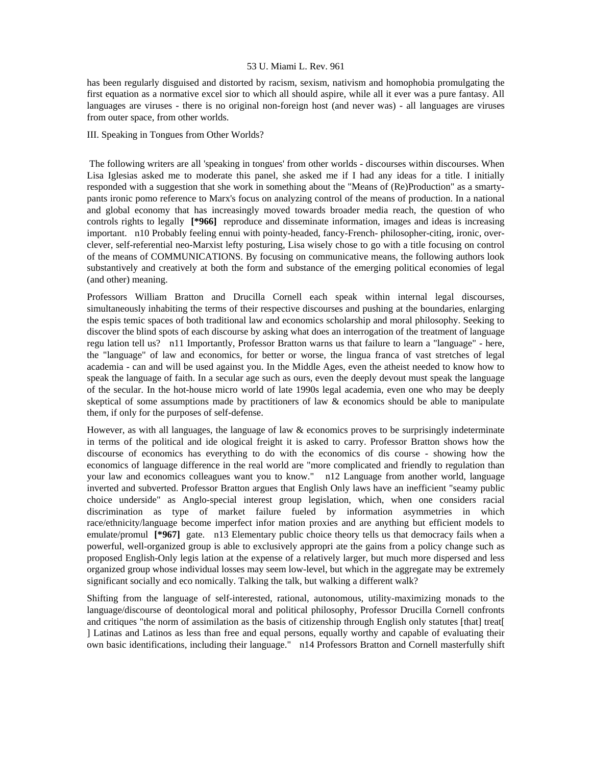has been regularly disguised and distorted by racism, sexism, nativism and homophobia promulgating the first equation as a normative excel sior to which all should aspire, while all it ever was a pure fantasy. All languages are viruses - there is no original non-foreign host (and never was) - all languages are viruses from outer space, from other worlds.

## III. Speaking in Tongues from Other Worlds?

The following writers are all 'speaking in tongues' from other worlds - discourses within discourses. When Lisa Iglesias asked me to moderate this panel, she asked me if I had any ideas for a title. I initially responded with a suggestion that she work in something about the "Means of (Re)Production" as a smarty-pants ironic pomo reference to Marx's focus on analyzing control of the means of production. In a national and global economy that has increasingly moved towards broader media reach, the question of who controls rights to legally **[*966]** reproduce and disseminate information, images and ideas is increasing important. n10 Probably feeling ennui with pointy-headed, fancy-French- philosopher-citing, ironic, over-clever, self-referential neo-Marxist lefty posturing, Lisa wisely chose to go with a title focusing on control of the means of COMMUNICATIONS. By focusing on communicative means, the following authors look substantively and creatively at both the form and substance of the emerging political economies of legal (and other) meaning.

Professors William Bratton and Drucilla Cornell each speak within internal legal discourses, simultaneously inhabiting the terms of their respective discourses and pushing at the boundaries, enlarging the espis temic spaces of both traditional law and economics scholarship and moral philosophy. Seeking to discover the blind spots of each discourse by asking what does an interrogation of the treatment of language regu lation tell us? n11 Importantly, Professor Bratton warns us that failure to learn a "language" - here, the "language" of law and economics, for better or worse, the lingua franca of vast stretches of legal academia - can and will be used against you. In the Middle Ages, even the atheist needed to know how to speak the language of faith. In a secular age such as ours, even the deeply devout must speak the language of the secular. In the hot-house micro world of late 1990s legal academia, even one who may be deeply skeptical of some assumptions made by practitioners of law & economics should be able to manipulate them, if only for the purposes of self-defense.

However, as with all languages, the language of law & economics proves to be surprisingly indeterminate in terms of the political and ide ological freight it is asked to carry. Professor Bratton shows how the discourse of economics has everything to do with the economics of dis course - showing how the economics of language difference in the real world are "more complicated and friendly to regulation than your law and economics colleagues want you to know." n12 Language from another world, language inverted and subverted. Professor Bratton argues that English Only laws have an inefficient "seamy public choice underside" as Anglo-special interest group legislation, which, when one considers racial discrimination as type of market failure fueled by information asymmetries in which race/ethnicity/language become imperfect infor mation proxies and are anything but efficient models to emulate/promul **[*967]** gate. n13 Elementary public choice theory tells us that democracy fails when a powerful, well-organized group is able to exclusively appropri ate the gains from a policy change such as proposed English-Only legis lation at the expense of a relatively larger, but much more dispersed and less organized group whose individual losses may seem low-level, but which in the aggregate may be extremely significant socially and eco nomically. Talking the talk, but walking a different walk?

Shifting from the language of self-interested, rational, autonomous, utility-maximizing monads to the language/discourse of deontological moral and political philosophy, Professor Drucilla Cornell confronts and critiques "the norm of assimilation as the basis of citizenship through English only statutes [that] treat[ ] Latinas and Latinos as less than free and equal persons, equally worthy and capable of evaluating their own basic identifications, including their language." n14 Professors Bratton and Cornell masterfully shift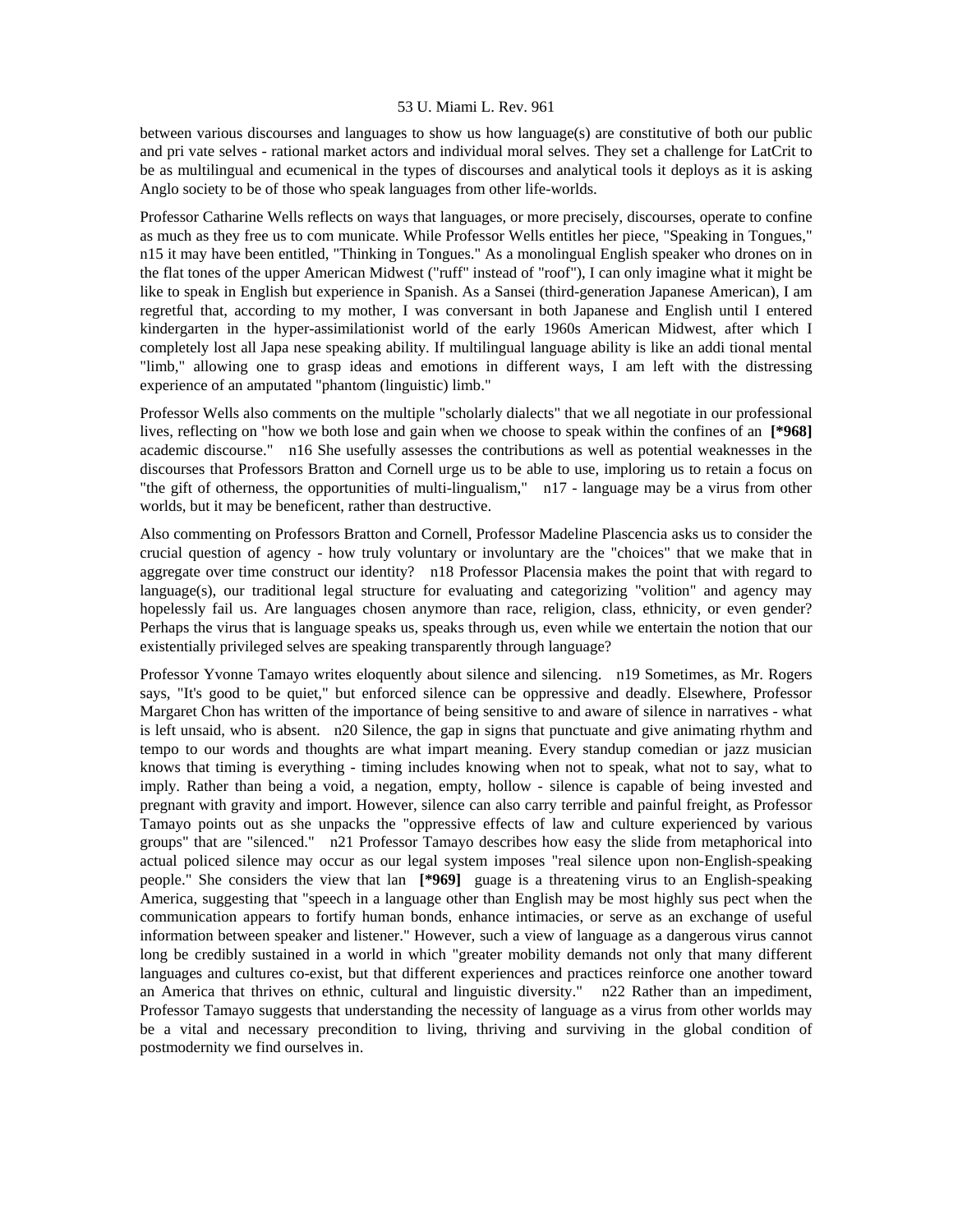between various discourses and languages to show us how language(s) are constitutive of both our public and pri vate selves - rational market actors and individual moral selves. They set a challenge for LatCrit to be as multilingual and ecumenical in the types of discourses and analytical tools it deploys as it is asking Anglo society to be of those who speak languages from other life-worlds.

Professor Catharine Wells reflects on ways that languages, or more precisely, discourses, operate to confine as much as they free us to com municate. While Professor Wells entitles her piece, "Speaking in Tongues," n15 it may have been entitled, "Thinking in Tongues." As a monolingual English speaker who drones on in the flat tones of the upper American Midwest ("ruff" instead of "roof"), I can only imagine what it might be like to speak in English but experience in Spanish. As a Sansei (third-generation Japanese American), I am regretful that, according to my mother, I was conversant in both Japanese and English until I entered kindergarten in the hyper-assimilationist world of the early 1960s American Midwest, after which I completely lost all Japa nese speaking ability. If multilingual language ability is like an addi tional mental "limb," allowing one to grasp ideas and emotions in different ways, I am left with the distressing experience of an amputated "phantom (linguistic) limb."

Professor Wells also comments on the multiple "scholarly dialects" that we all negotiate in our professional lives, reflecting on "how we both lose and gain when we choose to speak within the confines of an **[*968]** academic discourse." n16 She usefully assesses the contributions as well as potential weaknesses in the discourses that Professors Bratton and Cornell urge us to be able to use, imploring us to retain a focus on "the gift of otherness, the opportunities of multi-lingualism," n17 - language may be a virus from other worlds, but it may be beneficent, rather than destructive.

Also commenting on Professors Bratton and Cornell, Professor Madeline Plascencia asks us to consider the crucial question of agency - how truly voluntary or involuntary are the "choices" that we make that in aggregate over time construct our identity? n18 Professor Placensia makes the point that with regard to language(s), our traditional legal structure for evaluating and categorizing "volition" and agency may hopelessly fail us. Are languages chosen anymore than race, religion, class, ethnicity, or even gender? Perhaps the virus that is language speaks us, speaks through us, even while we entertain the notion that our existentially privileged selves are speaking transparently through language?

Professor Yvonne Tamayo writes eloquently about silence and silencing. n19 Sometimes, as Mr. Rogers says, "It's good to be quiet," but enforced silence can be oppressive and deadly. Elsewhere, Professor Margaret Chon has written of the importance of being sensitive to and aware of silence in narratives - what is left unsaid, who is absent. n20 Silence, the gap in signs that punctuate and give animating rhythm and tempo to our words and thoughts are what impart meaning. Every standup comedian or jazz musician knows that timing is everything - timing includes knowing when not to speak, what not to say, what to imply. Rather than being a void, a negation, empty, hollow - silence is capable of being invested and pregnant with gravity and import. However, silence can also carry terrible and painful freight, as Professor Tamayo points out as she unpacks the "oppressive effects of law and culture experienced by various groups" that are "silenced." n21 Professor Tamayo describes how easy the slide from metaphorical into actual policed silence may occur as our legal system imposes "real silence upon non-English-speaking people." She considers the view that lan **[*969]** guage is a threatening virus to an English-speaking America, suggesting that "speech in a language other than English may be most highly sus pect when the communication appears to fortify human bonds, enhance intimacies, or serve as an exchange of useful information between speaker and listener." However, such a view of language as a dangerous virus cannot long be credibly sustained in a world in which "greater mobility demands not only that many different languages and cultures co-exist, but that different experiences and practices reinforce one another toward an America that thrives on ethnic, cultural and linguistic diversity." n22 Rather than an impediment, Professor Tamayo suggests that understanding the necessity of language as a virus from other worlds may be a vital and necessary precondition to living, thriving and surviving in the global condition of postmodernity we find ourselves in.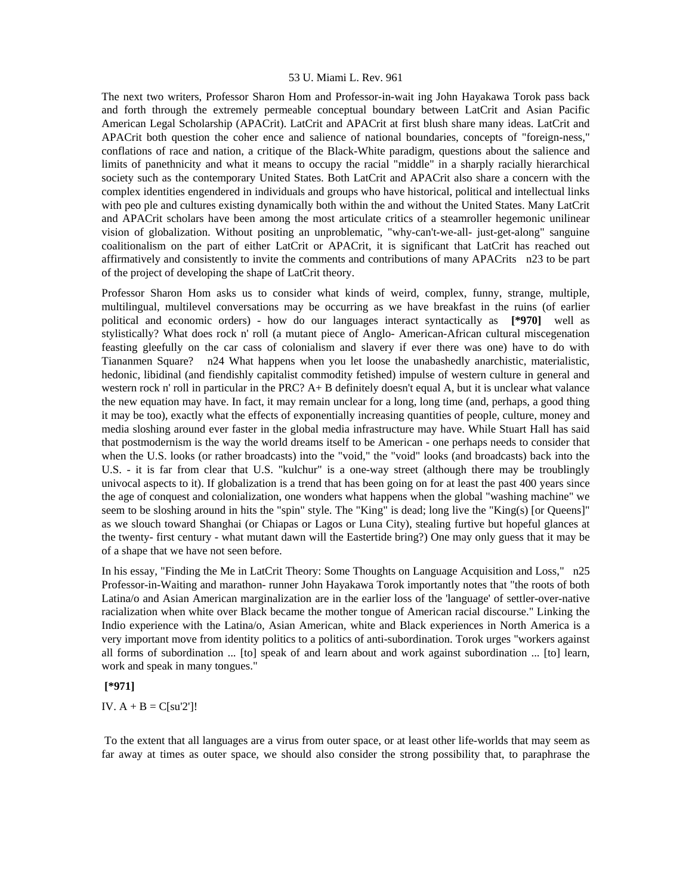The next two writers, Professor Sharon Hom and Professor-in-wait ing John Hayakawa Torok pass back and forth through the extremely permeable conceptual boundary between LatCrit and Asian Pacific American Legal Scholarship (APACrit). LatCrit and APACrit at first blush share many ideas. LatCrit and APACrit both question the coher ence and salience of national boundaries, concepts of "foreign-ness," conflations of race and nation, a critique of the Black-White paradigm, questions about the salience and limits of panethnicity and what it means to occupy the racial "middle" in a sharply racially hierarchical society such as the contemporary United States. Both LatCrit and APACrit also share a concern with the complex identities engendered in individuals and groups who have historical, political and intellectual links with peo ple and cultures existing dynamically both within the and without the United States. Many LatCrit and APACrit scholars have been among the most articulate critics of a steamroller hegemonic unilinear vision of globalization. Without positing an unproblematic, "why-can't-we-all- just-get-along" sanguine coalitionalism on the part of either LatCrit or APACrit, it is significant that LatCrit has reached out affirmatively and consistently to invite the comments and contributions of many APACrits n23 to be part of the project of developing the shape of LatCrit theory.

Professor Sharon Hom asks us to consider what kinds of weird, complex, funny, strange, multiple, multilingual, multilevel conversations may be occurring as we have breakfast in the ruins (of earlier political and economic orders) - how do our languages interact syntactically as **[*970]** well as stylistically? What does rock n' roll (a mutant piece of Anglo- American-African cultural miscegenation feasting gleefully on the car cass of colonialism and slavery if ever there was one) have to do with Tiananmen Square? n24 What happens when you let loose the unabashedly anarchistic, materialistic, hedonic, libidinal (and fiendishly capitalist commodity fetished) impulse of western culture in general and western rock n' roll in particular in the PRC? A+ B definitely doesn't equal A, but it is unclear what valance the new equation may have. In fact, it may remain unclear for a long, long time (and, perhaps, a good thing it may be too), exactly what the effects of exponentially increasing quantities of people, culture, money and media sloshing around ever faster in the global media infrastructure may have. While Stuart Hall has said that postmodernism is the way the world dreams itself to be American - one perhaps needs to consider that when the U.S. looks (or rather broadcasts) into the "void," the "void" looks (and broadcasts) back into the U.S. - it is far from clear that U.S. "kulchur" is a one-way street (although there may be troublingly univocal aspects to it). If globalization is a trend that has been going on for at least the past 400 years since the age of conquest and colonialization, one wonders what happens when the global "washing machine" we seem to be sloshing around in hits the "spin" style. The "King" is dead; long live the "King(s) [or Queens]" as we slouch toward Shanghai (or Chiapas or Lagos or Luna City), stealing furtive but hopeful glances at the twenty- first century - what mutant dawn will the Eastertide bring?) One may only guess that it may be of a shape that we have not seen before.

In his essay, "Finding the Me in LatCrit Theory: Some Thoughts on Language Acquisition and Loss," n25 Professor-in-Waiting and marathon- runner John Hayakawa Torok importantly notes that "the roots of both Latina/o and Asian American marginalization are in the earlier loss of the 'language' of settler-over-native racialization when white over Black became the mother tongue of American racial discourse." Linking the Indio experience with the Latina/o, Asian American, white and Black experiences in North America is a very important move from identity politics to a politics of anti-subordination. Torok urges "workers against all forms of subordination ... [to] speak of and learn about and work against subordination ... [to] learn, work and speak in many tongues."

**[*971]**

IV. A + B = C[su'2']!

To the extent that all languages are a virus from outer space, or at least other life-worlds that may seem as far away at times as outer space, we should also consider the strong possibility that, to paraphrase the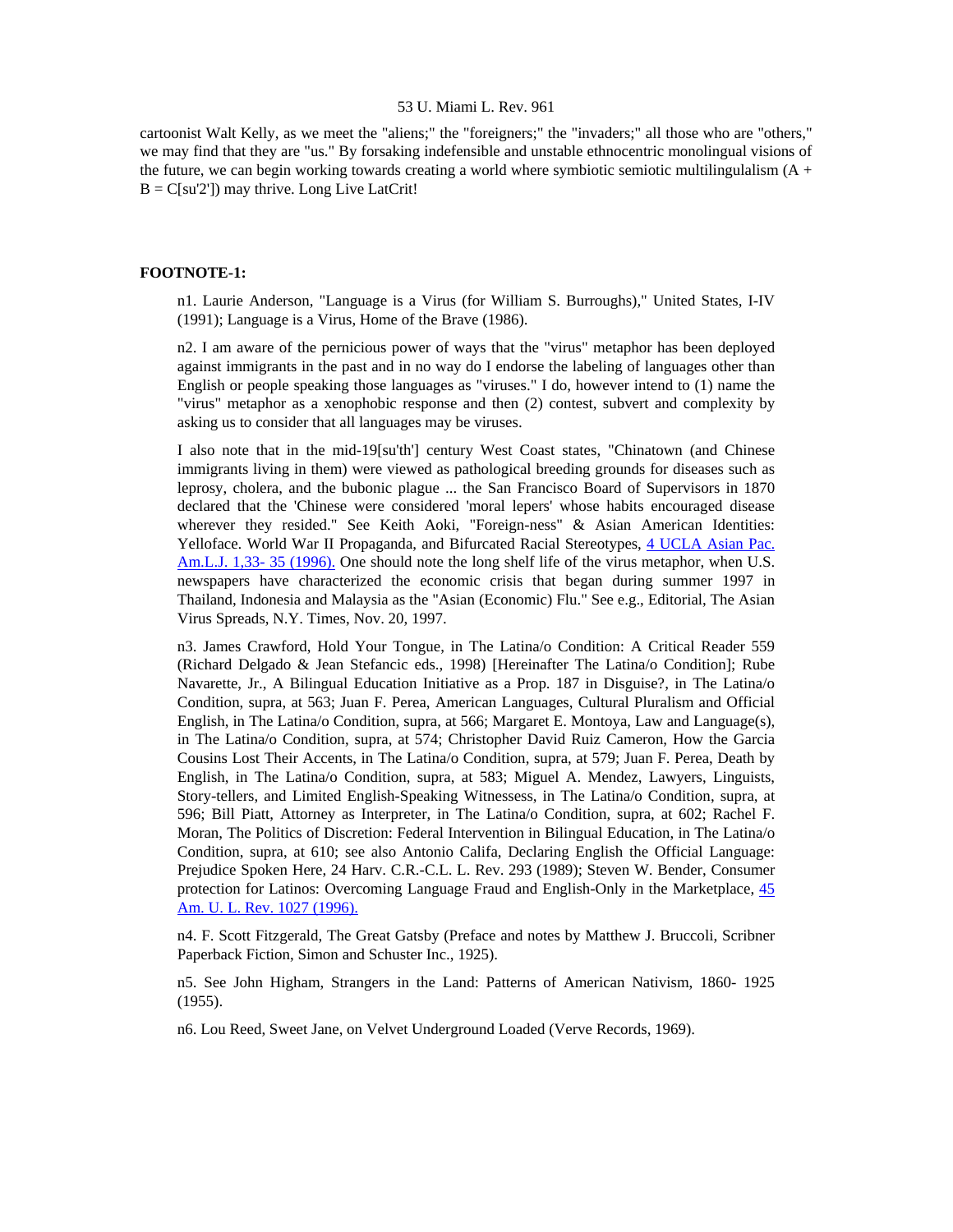cartoonist Walt Kelly, as we meet the "aliens;" the "foreigners;" the "invaders;" all those who are "others," we may find that they are "us." By forsaking indefensible and unstable ethnocentric monolingual visions of the future, we can begin working towards creating a world where symbiotic semiotic multilingualism (A + B = C[su'2']) may thrive. Long Live LatCrit!

**FOOTNOTE-1:**

n1. Laurie Anderson, "Language is a Virus (for William S. Burroughs)," United States, I-IV (1991); Language is a Virus, Home of the Brave (1986).

n2. I am aware of the pernicious power of ways that the "virus" metaphor has been deployed against immigrants in the past and in no way do I endorse the labeling of languages other than English or people speaking those languages as "viruses." I do, however intend to (1) name the "virus" metaphor as a xenophobic response and then (2) contest, subvert and complexity by asking us to consider that all languages may be viruses.

I also note that in the mid-19[su'th'] century West Coast states, "Chinatown (and Chinese immigrants living in them) were viewed as pathological breeding grounds for diseases such as leprosy, cholera, and the bubonic plague ... the San Francisco Board of Supervisors in 1870 declared that the 'Chinese were considered 'moral lepers' whose habits encouraged disease wherever they resided." See Keith Aoki, "Foreign-ness" & Asian American Identities: Yelloface. World War II Propaganda, and Bifurcated Racial Stereotypes, 4 UCLA Asian Pac. Am.L.J. 1,33- 35 (1996). One should note the long shelf life of the virus metaphor, when U.S. newspapers have characterized the economic crisis that began during summer 1997 in Thailand, Indonesia and Malaysia as the "Asian (Economic) Flu." See e.g., Editorial, The Asian Virus Spreads, N.Y. Times, Nov. 20, 1997.

n3. James Crawford, Hold Your Tongue, in The Latina/o Condition: A Critical Reader 559 (Richard Delgado & Jean Stefancic eds., 1998) [Hereinafter The Latina/o Condition]; Rube Navarette, Jr., A Bilingual Education Initiative as a Prop. 187 in Disguise?, in The Latina/o Condition, supra, at 563; Juan F. Perea, American Languages, Cultural Pluralism and Official English, in The Latina/o Condition, supra, at 566; Margaret E. Montoya, Law and Language(s), in The Latina/o Condition, supra, at 574; Christopher David Ruiz Cameron, How the Garcia Cousins Lost Their Accents, in The Latina/o Condition, supra, at 579; Juan F. Perea, Death by English, in The Latina/o Condition, supra, at 583; Miguel A. Mendez, Lawyers, Linguists, Story-tellers, and Limited English-Speaking Witnessess, in The Latina/o Condition, supra, at 596; Bill Piatt, Attorney as Interpreter, in The Latina/o Condition, supra, at 602; Rachel F. Moran, The Politics of Discretion: Federal Intervention in Bilingual Education, in The Latina/o Condition, supra, at 610; see also Antonio Califa, Declaring English the Official Language: Prejudice Spoken Here, 24 Harv. C.R.-C.L. L. Rev. 293 (1989); Steven W. Bender, Consumer protection for Latinos: Overcoming Language Fraud and English-Only in the Marketplace, 45 Am. U. L. Rev. 1027 (1996).

n4. F. Scott Fitzgerald, The Great Gatsby (Preface and notes by Matthew J. Bruccoli, Scribner Paperback Fiction, Simon and Schuster Inc., 1925).

n5. See John Higham, Strangers in the Land: Patterns of American Nativism, 1860- 1925 (1955).

n6. Lou Reed, Sweet Jane, on Velvet Underground Loaded (Verve Records, 1969).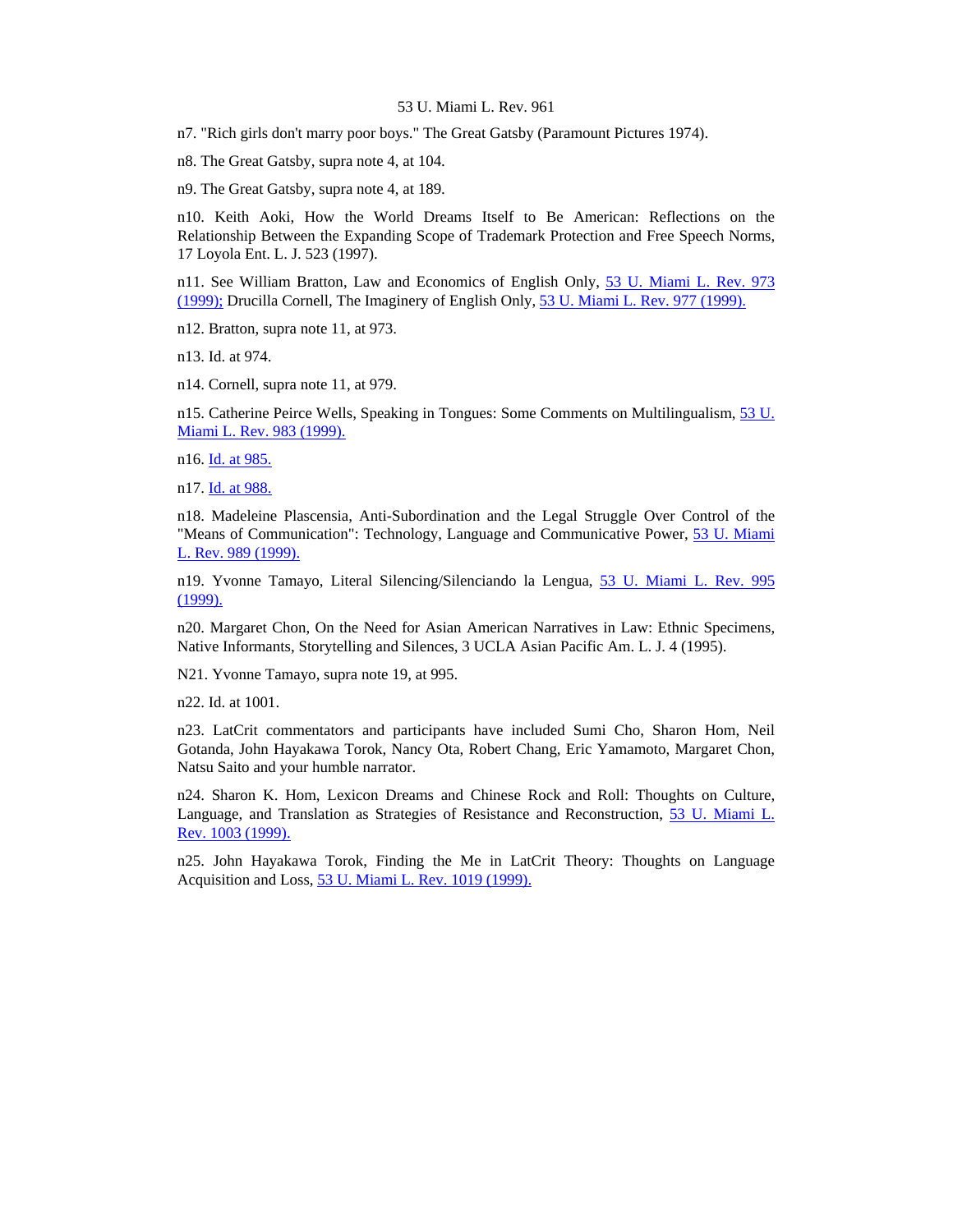n7. "Rich girls don't marry poor boys." The Great Gatsby (Paramount Pictures 1974).

n8. The Great Gatsby, supra note 4, at 104.

n9. The Great Gatsby, supra note 4, at 189.

n10. Keith Aoki, How the World Dreams Itself to Be American: Reflections on the Relationship Between the Expanding Scope of Trademark Protection and Free Speech Norms, 17 Loyola Ent. L. J. 523 (1997).

n11. See William Bratton, Law and Economics of English Only, 53 U. Miami L. Rev. 973 (1999); Drucilla Cornell, The Imaginery of English Only, 53 U. Miami L. Rev. 977 (1999).

n12. Bratton, supra note 11, at 973.

n13. Id. at 974.

n14. Cornell, supra note 11, at 979.

n15. Catherine Peirce Wells, Speaking in Tongues: Some Comments on Multilingualism, 53 U. Miami L. Rev. 983 (1999).

n16. Id. at 985.

n17. Id. at 988.

n18. Madeleine Plascensia, Anti-Subordination and the Legal Struggle Over Control of the "Means of Communication": Technology, Language and Communicative Power, 53 U. Miami L. Rev. 989 (1999).

n19. Yvonne Tamayo, Literal Silencing/Silenciando la Lengua, 53 U. Miami L. Rev. 995 (1999).

n20. Margaret Chon, On the Need for Asian American Narratives in Law: Ethnic Specimens, Native Informants, Storytelling and Silences, 3 UCLA Asian Pacific Am. L. J. 4 (1995).

N21. Yvonne Tamayo, supra note 19, at 995.

n22. Id. at 1001.

n23. LatCrit commentators and participants have included Sumi Cho, Sharon Hom, Neil Gotanda, John Hayakawa Torok, Nancy Ota, Robert Chang, Eric Yamamoto, Margaret Chon, Natsu Saito and your humble narrator.

n24. Sharon K. Hom, Lexicon Dreams and Chinese Rock and Roll: Thoughts on Culture, Language, and Translation as Strategies of Resistance and Reconstruction, 53 U. Miami L. Rev. 1003 (1999).

n25. John Hayakawa Torok, Finding the Me in LatCrit Theory: Thoughts on Language Acquisition and Loss, 53 U. Miami L. Rev. 1019 (1999).